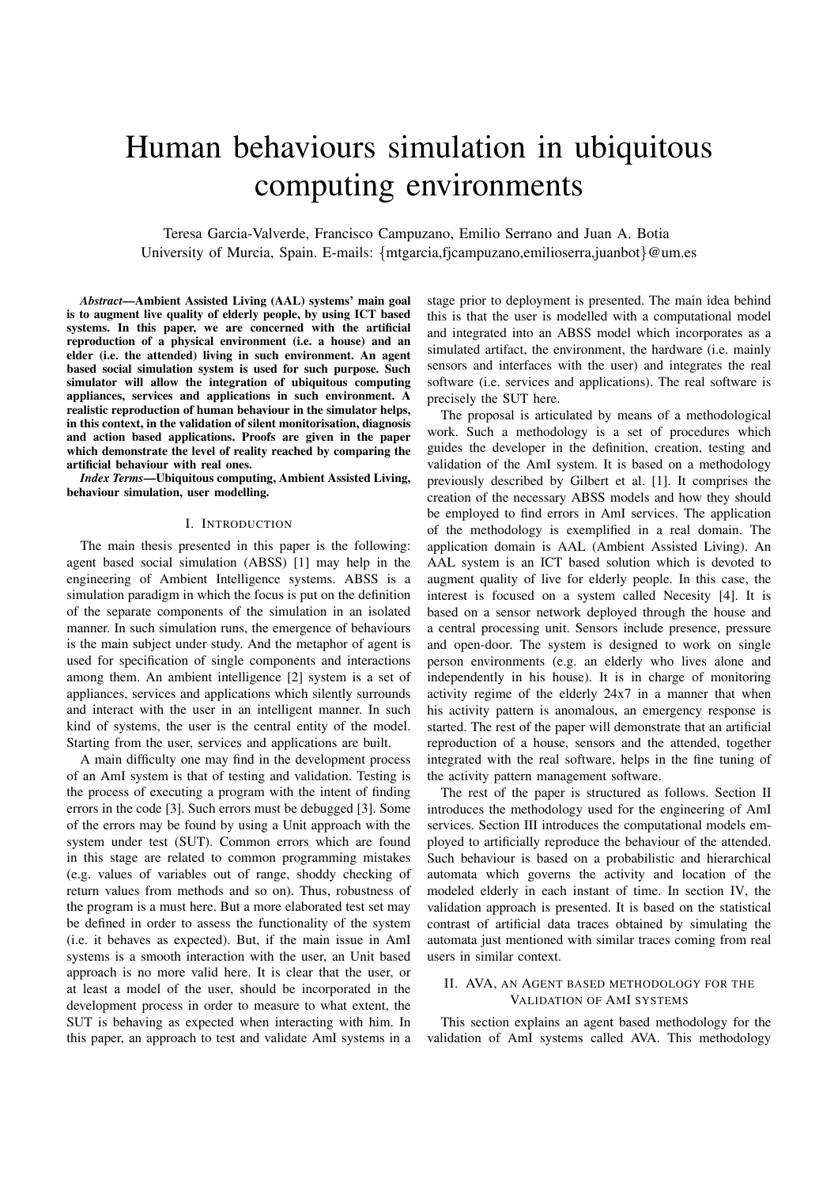# Human behaviours simulation in ubiquitous computing environments

Teresa Garcia-Valverde, Francisco Campuzano, Emilio Serrano and Juan A. Botia
University of Murcia, Spain. E-mails: {mtgarcia,fjcampuzano,emilioserra,juanbot}@um.es

***Abstract*—Ambient Assisted Living (AAL) systems' main goal is to augment live quality of elderly people, by using ICT based systems. In this paper, we are concerned with the artificial reproduction of a physical environment (i.e. a house) and an elder (i.e. the attended) living in such environment. An agent based social simulation system is used for such purpose. Such simulator will allow the integration of ubiquitous computing appliances, services and applications in such environment. A realistic reproduction of human behaviour in the simulator helps, in this context, in the validation of silent monitorisation, diagnosis and action based applications. Proofs are given in the paper which demonstrate the level of reality reached by comparing the artificial behaviour with real ones.**

***Index Terms*—Ubiquitous computing, Ambient Assisted Living, behaviour simulation, user modelling.**

## I. Introduction

The main thesis presented in this paper is the following: agent based social simulation (ABSS) [1] may help in the engineering of Ambient Intelligence systems. ABSS is a simulation paradigm in which the focus is put on the definition of the separate components of the simulation in an isolated manner. In such simulation runs, the emergence of behaviours is the main subject under study. And the metaphor of agent is used for specification of single components and interactions among them. An ambient intelligence [2] system is a set of appliances, services and applications which silently surrounds and interact with the user in an intelligent manner. In such kind of systems, the user is the central entity of the model. Starting from the user, services and applications are built.

A main difficulty one may find in the development process of an AmI system is that of testing and validation. Testing is the process of executing a program with the intent of finding errors in the code [3]. Such errors must be debugged [3]. Some of the errors may be found by using a Unit approach with the system under test (SUT). Common errors which are found in this stage are related to common programming mistakes (e.g. values of variables out of range, shoddy checking of return values from methods and so on). Thus, robustness of the program is a must here. But a more elaborated test set may be defined in order to assess the functionality of the system (i.e. it behaves as expected). But, if the main issue in AmI systems is a smooth interaction with the user, an Unit based approach is no more valid here. It is clear that the user, or at least a model of the user, should be incorporated in the development process in order to measure to what extent, the SUT is behaving as expected when interacting with him. In this paper, an approach to test and validate AmI systems in a stage prior to deployment is presented. The main idea behind this is that the user is modelled with a computational model and integrated into an ABSS model which incorporates as a simulated artifact, the environment, the hardware (i.e. mainly sensors and interfaces with the user) and integrates the real software (i.e. services and applications). The real software is precisely the SUT here.

The proposal is articulated by means of a methodological work. Such a methodology is a set of procedures which guides the developer in the definition, creation, testing and validation of the AmI system. It is based on a methodology previously described by Gilbert et al. [1]. It comprises the creation of the necessary ABSS models and how they should be employed to find errors in AmI services. The application of the methodology is exemplified in a real domain. The application domain is AAL (Ambient Assisted Living). An AAL system is an ICT based solution which is devoted to augment quality of live for elderly people. In this case, the interest is focused on a system called Necesity [4]. It is based on a sensor network deployed through the house and a central processing unit. Sensors include presence, pressure and open-door. The system is designed to work on single person environments (e.g. an elderly who lives alone and independently in his house). It is in charge of monitoring activity regime of the elderly 24x7 in a manner that when his activity pattern is anomalous, an emergency response is started. The rest of the paper will demonstrate that an artificial reproduction of a house, sensors and the attended, together integrated with the real software, helps in the fine tuning of the activity pattern management software.

The rest of the paper is structured as follows. Section II introduces the methodology used for the engineering of AmI services. Section III introduces the computational models employed to artificially reproduce the behaviour of the attended. Such behaviour is based on a probabilistic and hierarchical automata which governs the activity and location of the modeled elderly in each instant of time. In section IV, the validation approach is presented. It is based on the statistical contrast of artificial data traces obtained by simulating the automata just mentioned with similar traces coming from real users in similar context.

## II. AVA, an Agent based methodology for the Validation of AmI systems

This section explains an agent based methodology for the validation of AmI systems called AVA. This methodology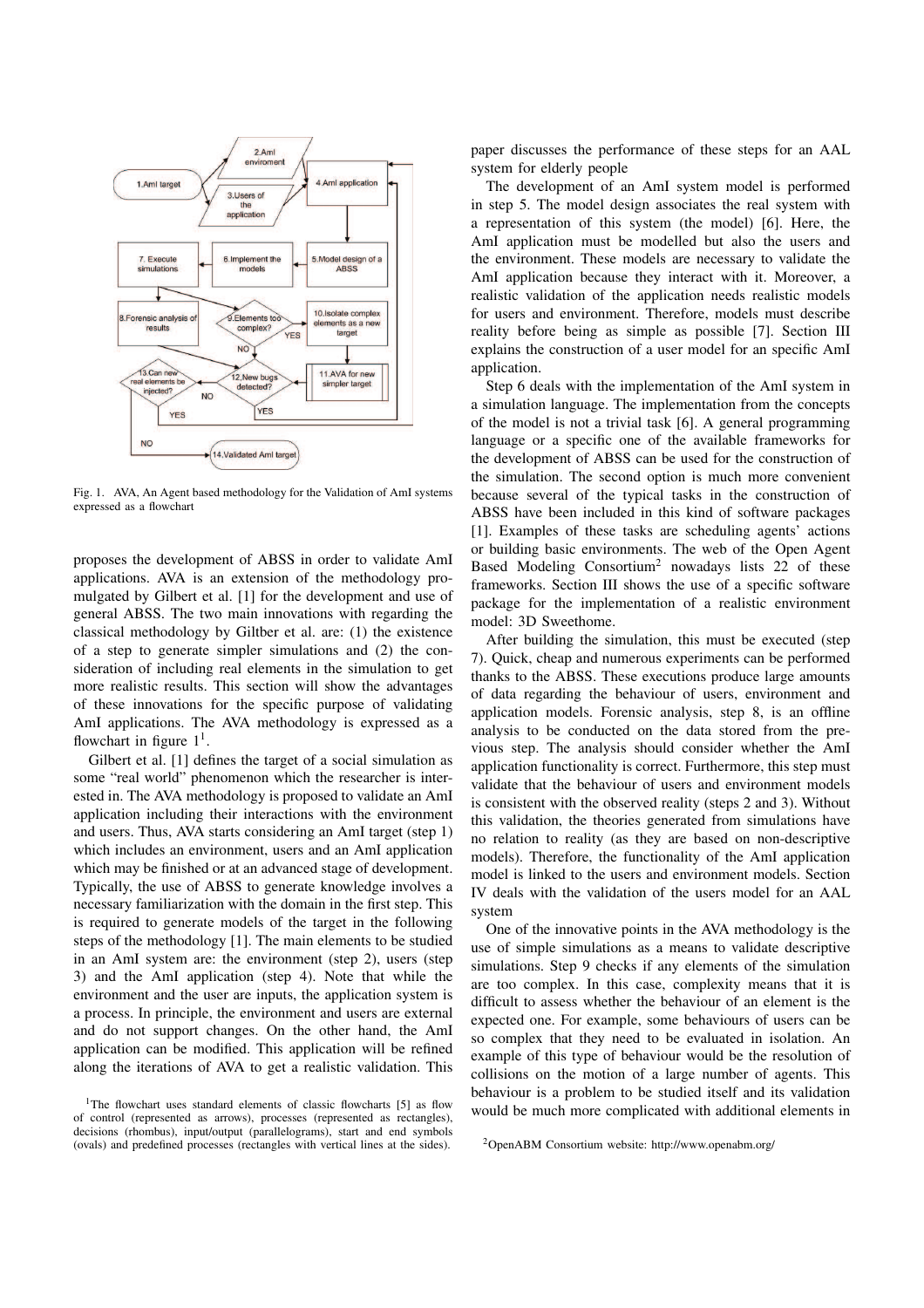Fig. 1. AVA, An Agent based methodology for the Validation of AmI systems expressed as a flowchart

proposes the development of ABSS in order to validate AmI applications. AVA is an extension of the methodology promulgated by Gilbert et al. [1] for the development and use of general ABSS. The two main innovations with regarding the classical methodology by Giltber et al. are: (1) the existence of a step to generate simpler simulations and (2) the consideration of including real elements in the simulation to get more realistic results. This section will show the advantages of these innovations for the specific purpose of validating AmI applications. The AVA methodology is expressed as a flowchart in figure 1[1].

Gilbert et al. [1] defines the target of a social simulation as some "real world" phenomenon which the researcher is interested in. The AVA methodology is proposed to validate an AmI application including their interactions with the environment and users. Thus, AVA starts considering an AmI target (step 1) which includes an environment, users and an AmI application which may be finished or at an advanced stage of development. Typically, the use of ABSS to generate knowledge involves a necessary familiarization with the domain in the first step. This is required to generate models of the target in the following steps of the methodology [1]. The main elements to be studied in an AmI system are: the environment (step 2), users (step 3) and the AmI application (step 4). Note that while the environment and the user are inputs, the application system is a process. In principle, the environment and users are external and do not support changes. On the other hand, the AmI application can be modified. This application will be refined along the iterations of AVA to get a realistic validation. This paper discusses the performance of these steps for an AAL system for elderly people

The development of an AmI system model is performed in step 5. The model design associates the real system with a representation of this system (the model) [6]. Here, the AmI application must be modelled but also the users and the environment. These models are necessary to validate the AmI application because they interact with it. Moreover, a realistic validation of the application needs realistic models for users and environment. Therefore, models must describe reality before being as simple as possible [7]. Section III explains the construction of a user model for an specific AmI application.

Step 6 deals with the implementation of the AmI system in a simulation language. The implementation from the concepts of the model is not a trivial task [6]. A general programming language or a specific one of the available frameworks for the development of ABSS can be used for the construction of the simulation. The second option is much more convenient because several of the typical tasks in the construction of ABSS have been included in this kind of software packages [1]. Examples of these tasks are scheduling agents' actions or building basic environments. The web of the Open Agent Based Modeling Consortium[2] nowadays lists 22 of these frameworks. Section III shows the use of a specific software package for the implementation of a realistic environment model: 3D Sweethome.

After building the simulation, this must be executed (step 7). Quick, cheap and numerous experiments can be performed thanks to the ABSS. These executions produce large amounts of data regarding the behaviour of users, environment and application models. Forensic analysis, step 8, is an offline analysis to be conducted on the data stored from the previous step. The analysis should consider whether the AmI application functionality is correct. Furthermore, this step must validate that the behaviour of users and environment models is consistent with the observed reality (steps 2 and 3). Without this validation, the theories generated from simulations have no relation to reality (as they are based on non-descriptive models). Therefore, the functionality of the AmI application model is linked to the users and environment models. Section IV deals with the validation of the users model for an AAL system

One of the innovative points in the AVA methodology is the use of simple simulations as a means to validate descriptive simulations. Step 9 checks if any elements of the simulation are too complex. In this case, complexity means that it is difficult to assess whether the behaviour of an element is the expected one. For example, some behaviours of users can be so complex that they need to be evaluated in isolation. An example of this type of behaviour would be the resolution of collisions on the motion of a large number of agents. This behaviour is a problem to be studied itself and its validation would be much more complicated with additional elements in

[1]The flowchart uses standard elements of classic flowcharts [5] as flow of control (represented as arrows), processes (represented as rectangles), decisions (rhombus), input/output (parallelograms), start and end symbols (ovals) and predefined processes (rectangles with vertical lines at the sides).

[2]OpenABM Consortium website: http://www.openabm.org/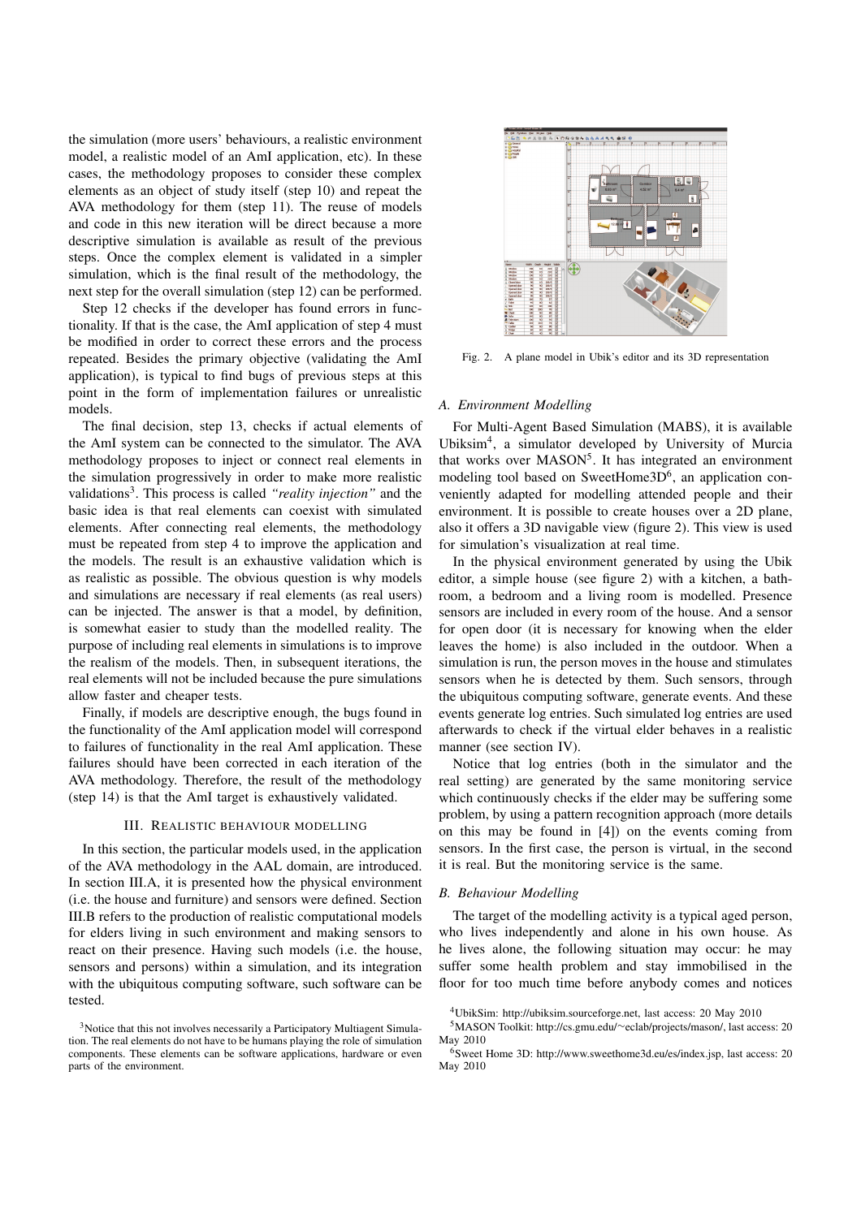the simulation (more users' behaviours, a realistic environment model, a realistic model of an AmI application, etc). In these cases, the methodology proposes to consider these complex elements as an object of study itself (step 10) and repeat the AVA methodology for them (step 11). The reuse of models and code in this new iteration will be direct because a more descriptive simulation is available as result of the previous steps. Once the complex element is validated in a simpler simulation, which is the final result of the methodology, the next step for the overall simulation (step 12) can be performed.

Step 12 checks if the developer has found errors in functionality. If that is the case, the AmI application of step 4 must be modified in order to correct these errors and the process repeated. Besides the primary objective (validating the AmI application), is typical to find bugs of previous steps at this point in the form of implementation failures or unrealistic models.

The final decision, step 13, checks if actual elements of the AmI system can be connected to the simulator. The AVA methodology proposes to inject or connect real elements in the simulation progressively in order to make more realistic validations[3]. This process is called *"reality injection"* and the basic idea is that real elements can coexist with simulated elements. After connecting real elements, the methodology must be repeated from step 4 to improve the application and the models. The result is an exhaustive validation which is as realistic as possible. The obvious question is why models and simulations are necessary if real elements (as real users) can be injected. The answer is that a model, by definition, is somewhat easier to study than the modelled reality. The purpose of including real elements in simulations is to improve the realism of the models. Then, in subsequent iterations, the real elements will not be included because the pure simulations allow faster and cheaper tests.

Finally, if models are descriptive enough, the bugs found in the functionality of the AmI application model will correspond to failures of functionality in the real AmI application. These failures should have been corrected in each iteration of the AVA methodology. Therefore, the result of the methodology (step 14) is that the AmI target is exhaustively validated.

## III. Realistic behaviour modelling

In this section, the particular models used, in the application of the AVA methodology in the AAL domain, are introduced. In section III.A, it is presented how the physical environment (i.e. the house and furniture) and sensors were defined. Section III.B refers to the production of realistic computational models for elders living in such environment and making sensors to react on their presence. Having such models (i.e. the house, sensors and persons) within a simulation, and its integration with the ubiquitous computing software, such software can be tested.

[3]Notice that this not involves necessarily a Participatory Multiagent Simulation. The real elements do not have to be humans playing the role of simulation components. These elements can be software applications, hardware or even parts of the environment.

Fig. 2. A plane model in Ubik's editor and its 3D representation

### A. Environment Modelling

For Multi-Agent Based Simulation (MABS), it is available Ubiksim[4], a simulator developed by University of Murcia that works over MASON[5]. It has integrated an environment modeling tool based on SweetHome3D[6], an application conveniently adapted for modelling attended people and their environment. It is possible to create houses over a 2D plane, also it offers a 3D navigable view (figure 2). This view is used for simulation's visualization at real time.

In the physical environment generated by using the Ubik editor, a simple house (see figure 2) with a kitchen, a bathroom, a bedroom and a living room is modelled. Presence sensors are included in every room of the house. And a sensor for open door (it is necessary for knowing when the elder leaves the home) is also included in the outdoor. When a simulation is run, the person moves in the house and stimulates sensors when he is detected by them. Such sensors, through the ubiquitous computing software, generate events. And these events generate log entries. Such simulated log entries are used afterwards to check if the virtual elder behaves in a realistic manner (see section IV).

Notice that log entries (both in the simulator and the real setting) are generated by the same monitoring service which continuously checks if the elder may be suffering some problem, by using a pattern recognition approach (more details on this may be found in [4]) on the events coming from sensors. In the first case, the person is virtual, in the second it is real. But the monitoring service is the same.

### B. Behaviour Modelling

The target of the modelling activity is a typical aged person, who lives independently and alone in his own house. As he lives alone, the following situation may occur: he may suffer some health problem and stay immobilised in the floor for too much time before anybody comes and notices

[4]UbikSim: http://ubiksim.sourceforge.net, last access: 20 May 2010

[5]MASON Toolkit: http://cs.gmu.edu/~eclab/projects/mason/, last access: 20 May 2010

[6]Sweet Home 3D: http://www.sweethome3d.eu/es/index.jsp, last access: 20 May 2010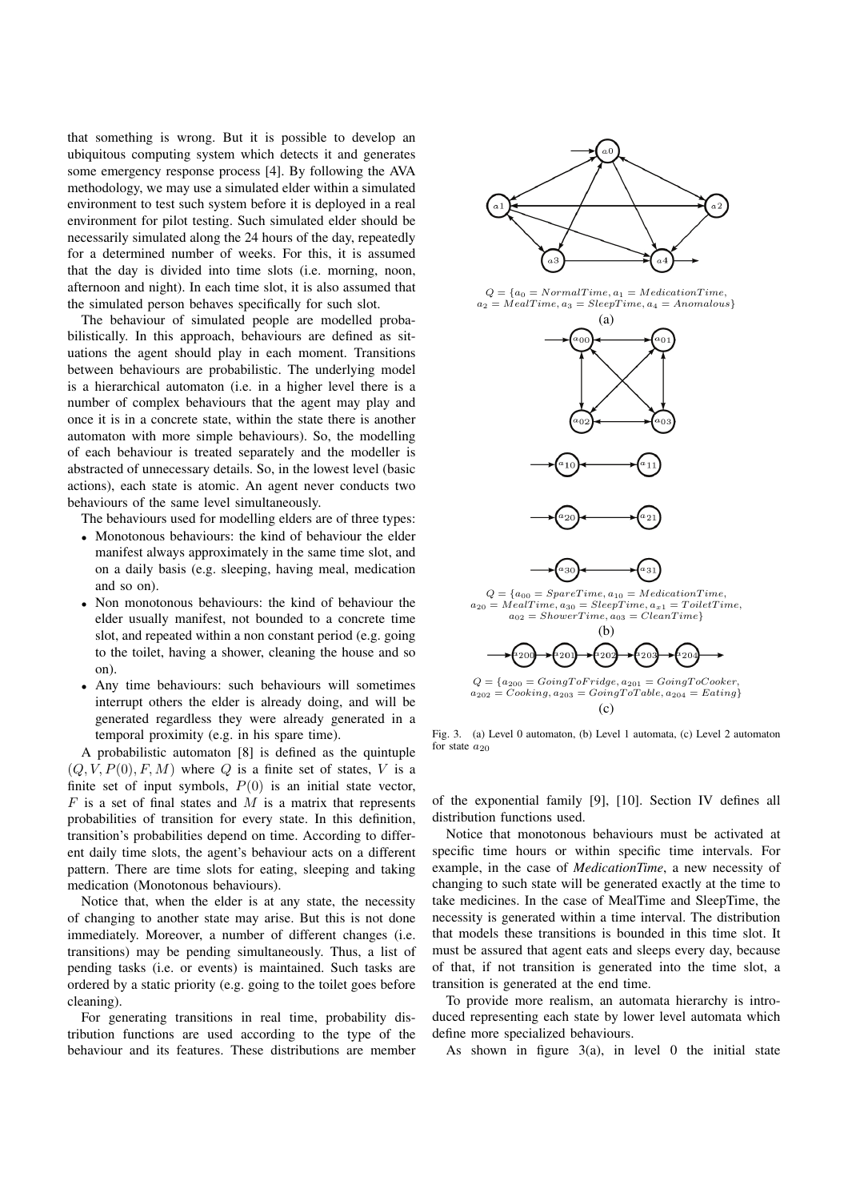that something is wrong. But it is possible to develop an ubiquitous computing system which detects it and generates some emergency response process [4]. By following the AVA methodology, we may use a simulated elder within a simulated environment to test such system before it is deployed in a real environment for pilot testing. Such simulated elder should be necessarily simulated along the 24 hours of the day, repeatedly for a determined number of weeks. For this, it is assumed that the day is divided into time slots (i.e. morning, noon, afternoon and night). In each time slot, it is also assumed that the simulated person behaves specifically for such slot.

The behaviour of simulated people are modelled probabilistically. In this approach, behaviours are defined as situations the agent should play in each moment. Transitions between behaviours are probabilistic. The underlying model is a hierarchical automaton (i.e. in a higher level there is a number of complex behaviours that the agent may play and once it is in a concrete state, within the state there is another automaton with more simple behaviours). So, the modelling of each behaviour is treated separately and the modeller is abstracted of unnecessary details. So, in the lowest level (basic actions), each state is atomic. An agent never conducts two behaviours of the same level simultaneously.

The behaviours used for modelling elders are of three types:

- Monotonous behaviours: the kind of behaviour the elder manifest always approximately in the same time slot, and on a daily basis (e.g. sleeping, having meal, medication and so on).
- Non monotonous behaviours: the kind of behaviour the elder usually manifest, not bounded to a concrete time slot, and repeated within a non constant period (e.g. going to the toilet, having a shower, cleaning the house and so on).
- Any time behaviours: such behaviours will sometimes interrupt others the elder is already doing, and will be generated regardless they were already generated in a temporal proximity (e.g. in his spare time).

A probabilistic automaton [8] is defined as the quintuple $(Q, V, P(0), F, M)$ where $Q$ is a finite set of states, $V$ is a finite set of input symbols, $P(0)$ is an initial state vector, $F$ is a set of final states and $M$ is a matrix that represents probabilities of transition for every state. In this definition, transition's probabilities depend on time. According to different daily time slots, the agent's behaviour acts on a different pattern. There are time slots for eating, sleeping and taking medication (Monotonous behaviours).

Notice that, when the elder is at any state, the necessity of changing to another state may arise. But this is not done immediately. Moreover, a number of different changes (i.e. transitions) may be pending simultaneously. Thus, a list of pending tasks (i.e. or events) is maintained. Such tasks are ordered by a static priority (e.g. going to the toilet goes before cleaning).

For generating transitions in real time, probability distribution functions are used according to the type of the behaviour and its features. These distributions are member of the exponential family [9], [10]. Section IV defines all distribution functions used.

$Q = \{a_0 = NormalTime, a_1 = MedicationTime, a_2 = MealTime, a_3 = SleepTime, a_4 = Anomalous\}$

(a)

$Q = \{a_{00} = SpareTime, a_{10} = MedicationTime, a_{20} = MealTime, a_{30} = SleepTime, a_{x1} = ToiletTime, a_{02} = ShowerTime, a_{03} = CleanTime\}$

(b)

$Q = \{a_{200} = GoingToFridge, a_{201} = GoingToCooker, a_{202} = Cooking, a_{203} = GoingToTable, a_{204} = Eating\}$

(c)

Fig. 3. (a) Level 0 automaton, (b) Level 1 automata, (c) Level 2 automaton for state $a_{20}$

Notice that monotonous behaviours must be activated at specific time hours or within specific time intervals. For example, in the case of *MedicationTime*, a new necessity of changing to such state will be generated exactly at the time to take medicines. In the case of MealTime and SleepTime, the necessity is generated within a time interval. The distribution that models these transitions is bounded in this time slot. It must be assured that agent eats and sleeps every day, because of that, if not transition is generated into the time slot, a transition is generated at the end time.

To provide more realism, an automata hierarchy is introduced representing each state by lower level automata which define more specialized behaviours.

As shown in figure 3(a), in level 0 the initial state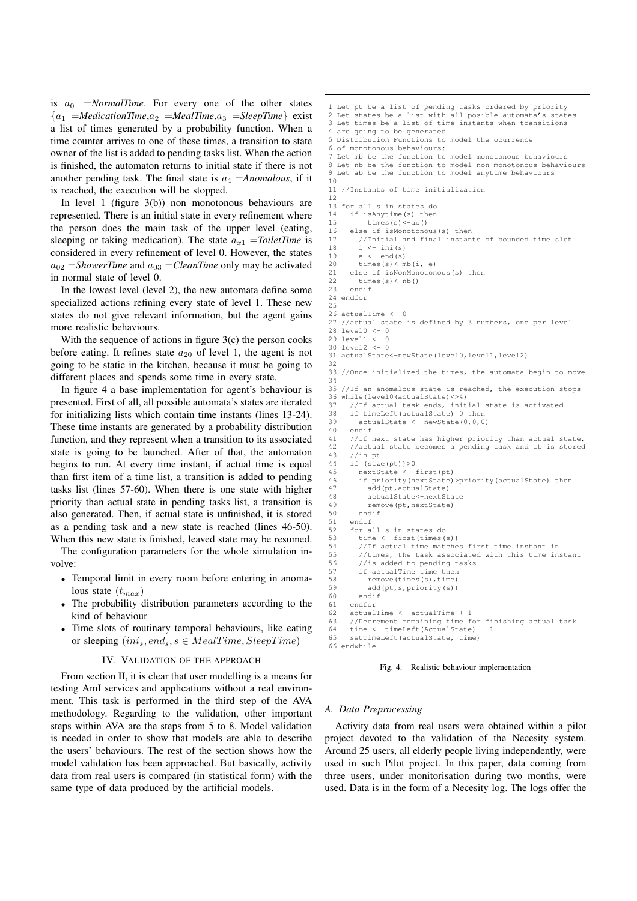is $a_0$ =*NormalTime*. For every one of the other states $\{a_1$ =*MedicationTime*,$a_2$ =*MealTime*,$a_3$ =*SleepTime*$\}$ exist a list of times generated by a probability function. When a time counter arrives to one of these times, a transition to state owner of the list is added to pending tasks list. When the action is finished, the automaton returns to initial state if there is not another pending task. The final state is $a_4$ =*Anomalous*, if it is reached, the execution will be stopped.

In level 1 (figure 3(b)) non monotonous behaviours are represented. There is an initial state in every refinement where the person does the main task of the upper level (eating, sleeping or taking medication). The state $a_{x1}$ =*ToiletTime* is considered in every refinement of level 0. However, the states $a_{02}$ =*ShowerTime* and $a_{03}$ =*CleanTime* only may be activated in normal state of level 0.

In the lowest level (level 2), the new automata define some specialized actions refining every state of level 1. These new states do not give relevant information, but the agent gains more realistic behaviours.

With the sequence of actions in figure 3(c) the person cooks before eating. It refines state $a_{20}$ of level 1, the agent is not going to be static in the kitchen, because it must be going to different places and spends some time in every state.

In figure 4 a base implementation for agent's behaviour is presented. First of all, all possible automata's states are iterated for initializing lists which contain time instants (lines 13-24). These time instants are generated by a probability distribution function, and they represent when a transition to its associated state is going to be launched. After of that, the automaton begins to run. At every time instant, if actual time is equal than first item of a time list, a transition is added to pending tasks list (lines 57-60). When there is one state with higher priority than actual state in pending tasks list, a transition is also generated. Then, if actual state is unfinished, it is stored as a pending task and a new state is reached (lines 46-50). When this new state is finished, leaved state may be resumed.

The configuration parameters for the whole simulation involve:

- Temporal limit in every room before entering in anomalous state ($t_{max}$)
- The probability distribution parameters according to the kind of behaviour
- Time slots of routinary temporal behaviours, like eating or sleeping ($ini_s, end_s, s \in MealTime, SleepTime$)

## IV. Validation of the Approach

From section II, it is clear that user modelling is a means for testing AmI services and applications without a real environment. This task is performed in the third step of the AVA methodology. Regarding to the validation, other important steps within AVA are the steps from 5 to 8. Model validation is needed in order to show that models are able to describe the users' behaviours. The rest of the section shows how the model validation has been approached. But basically, activity data from real users is compared (in statistical form) with the same type of data produced by the artificial models.

```
1 Let pt be a list of pending tasks ordered by priority
2 Let states be a list with all posible automata's states
3 Let times be a list of time instants when transitions
4 are going to be generated
5 Distribution Functions to model the ocurrence
6 of monotonous behaviours:
7 Let mb be the function to model monotonous behaviours
8 Let nb be the function to model non monotonous behaviours
9 Let ab be the function to model anytime behaviours
10
11 //Instants of time initialization
12
13 for all s in states do
14   if isAnytime(s) then
15       times(s)<-ab()
16   else if isMonotonous(s) then
17     //Initial and final instants of bounded time slot
18     i <- ini(s)
19     e <- end(s)
20     times(s)<-mb(i, e)
21   else if isNonMonotonous(s) then
22     times(s)<-nb()
23   endif
24 endfor
25
26 actualTime <- 0
27 //actual state is defined by 3 numbers, one per level
28 level0 <- 0
29 level1 <- 0
30 level2 <- 0
31 actualState<-newState(level0,level1,level2)
32
33 //Once initialized the times, the automata begin to move
34
35 //If an anomalous state is reached, the execution stops
36 while(level0(actualState)<>4)
37   //If actual task ends, initial state is activated
38   if timeLeft(actualState)=0 then
39     actualState <- newState(0,0,0)
40   endif
41   //If next state has higher priority than actual state,
42   //actual state becomes a pending task and it is stored
43   //in pt
44   if (size(pt))>0
45     nextState <- first(pt)
46     if priority(nextState)>priority(actualState) then
47       add(pt,actualState)
48       actualState<-nextState
49       remove(pt,nextState)
50     endif
51   endif
52   for all s in states do
53     time <- first(times(s))
54     //If actual time matches first time instant in
55     //times, the task associated with this time instant
56     //is added to pending tasks
57     if actualTime=time then
58       remove(times(s),time)
59       add(pt,s,priority(s))
60     endif
61   endfor
62   actualTime <- actualTime + 1
63   //Decrement remaining time for finishing actual task
64   time <- timeLeft(actualState) - 1
65   setTimeLeft(actualState, time)
66 endwhile
```

Fig. 4. Realistic behaviour implementation

### A. Data Preprocessing

Activity data from real users were obtained within a pilot project devoted to the validation of the Necesity system. Around 25 users, all elderly people living independently, were used in such Pilot project. In this paper, data coming from three users, under monitorisation during two months, were used. Data is in the form of a Necesity log. The logs offer the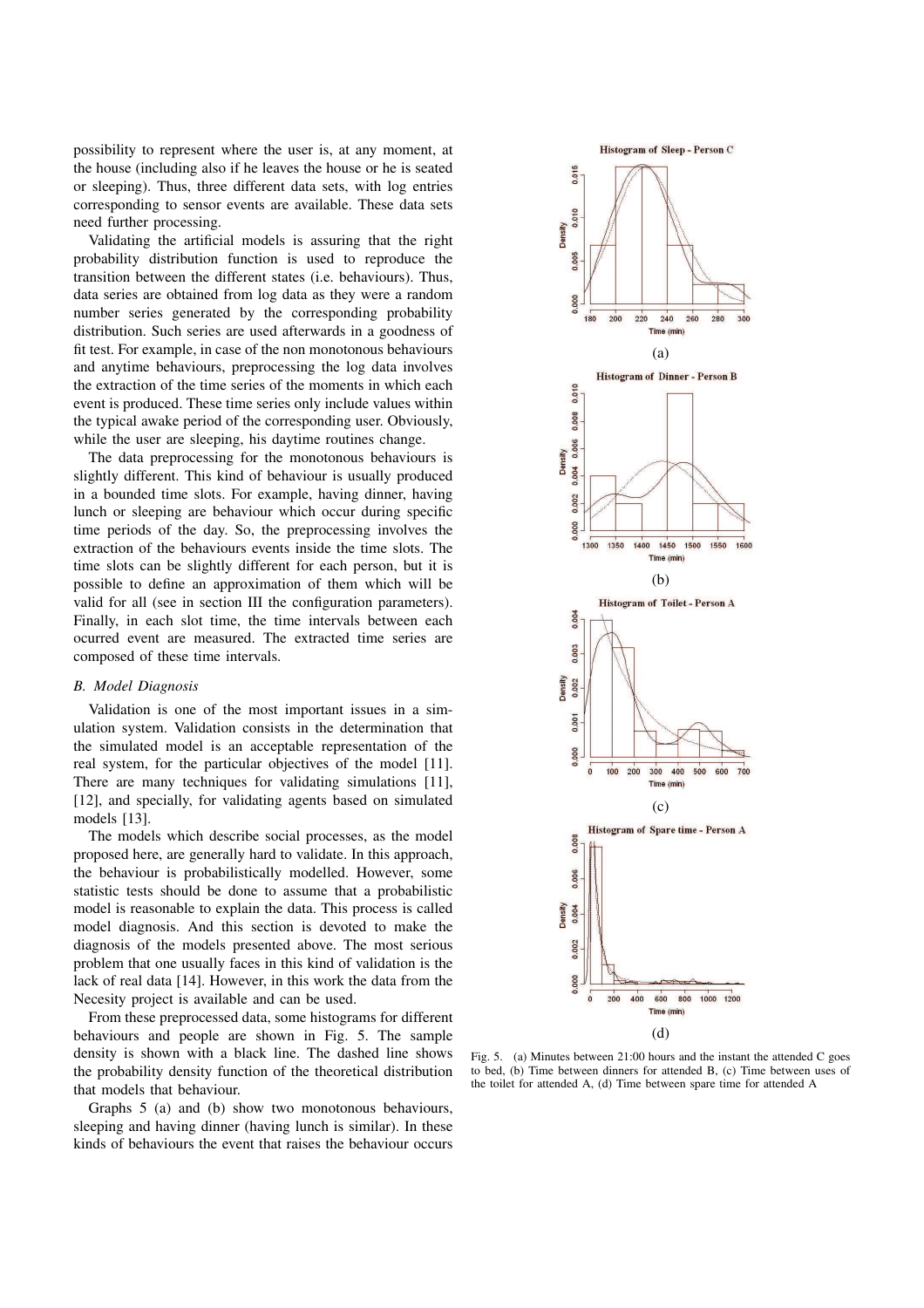possibility to represent where the user is, at any moment, at the house (including also if he leaves the house or he is seated or sleeping). Thus, three different data sets, with log entries corresponding to sensor events are available. These data sets need further processing.

Validating the artificial models is assuring that the right probability distribution function is used to reproduce the transition between the different states (i.e. behaviours). Thus, data series are obtained from log data as they were a random number series generated by the corresponding probability distribution. Such series are used afterwards in a goodness of fit test. For example, in case of the non monotonous behaviours and anytime behaviours, preprocessing the log data involves the extraction of the time series of the moments in which each event is produced. These time series only include values within the typical awake period of the corresponding user. Obviously, while the user are sleeping, his daytime routines change.

The data preprocessing for the monotonous behaviours is slightly different. This kind of behaviour is usually produced in a bounded time slots. For example, having dinner, having lunch or sleeping are behaviour which occur during specific time periods of the day. So, the preprocessing involves the extraction of the behaviours events inside the time slots. The time slots can be slightly different for each person, but it is possible to define an approximation of them which will be valid for all (see in section III the configuration parameters). Finally, in each slot time, the time intervals between each ocurred event are measured. The extracted time series are composed of these time intervals.

### *B. Model Diagnosis*

Validation is one of the most important issues in a simulation system. Validation consists in the determination that the simulated model is an acceptable representation of the real system, for the particular objectives of the model [11]. There are many techniques for validating simulations [11], [12], and specially, for validating agents based on simulated models [13].

The models which describe social processes, as the model proposed here, are generally hard to validate. In this approach, the behaviour is probabilistically modelled. However, some statistic tests should be done to assume that a probabilistic model is reasonable to explain the data. This process is called model diagnosis. And this section is devoted to make the diagnosis of the models presented above. The most serious problem that one usually faces in this kind of validation is the lack of real data [14]. However, in this work the data from the Necesity project is available and can be used.

From these preprocessed data, some histograms for different behaviours and people are shown in Fig. 5. The sample density is shown with a black line. The dashed line shows the probability density function of the theoretical distribution that models that behaviour.

Graphs 5 (a) and (b) show two monotonous behaviours, sleeping and having dinner (having lunch is similar). In these kinds of behaviours the event that raises the behaviour occurs

Fig. 5. (a) Minutes between 21:00 hours and the instant the attended C goes to bed, (b) Time between dinners for attended B, (c) Time between uses of the toilet for attended A, (d) Time between spare time for attended A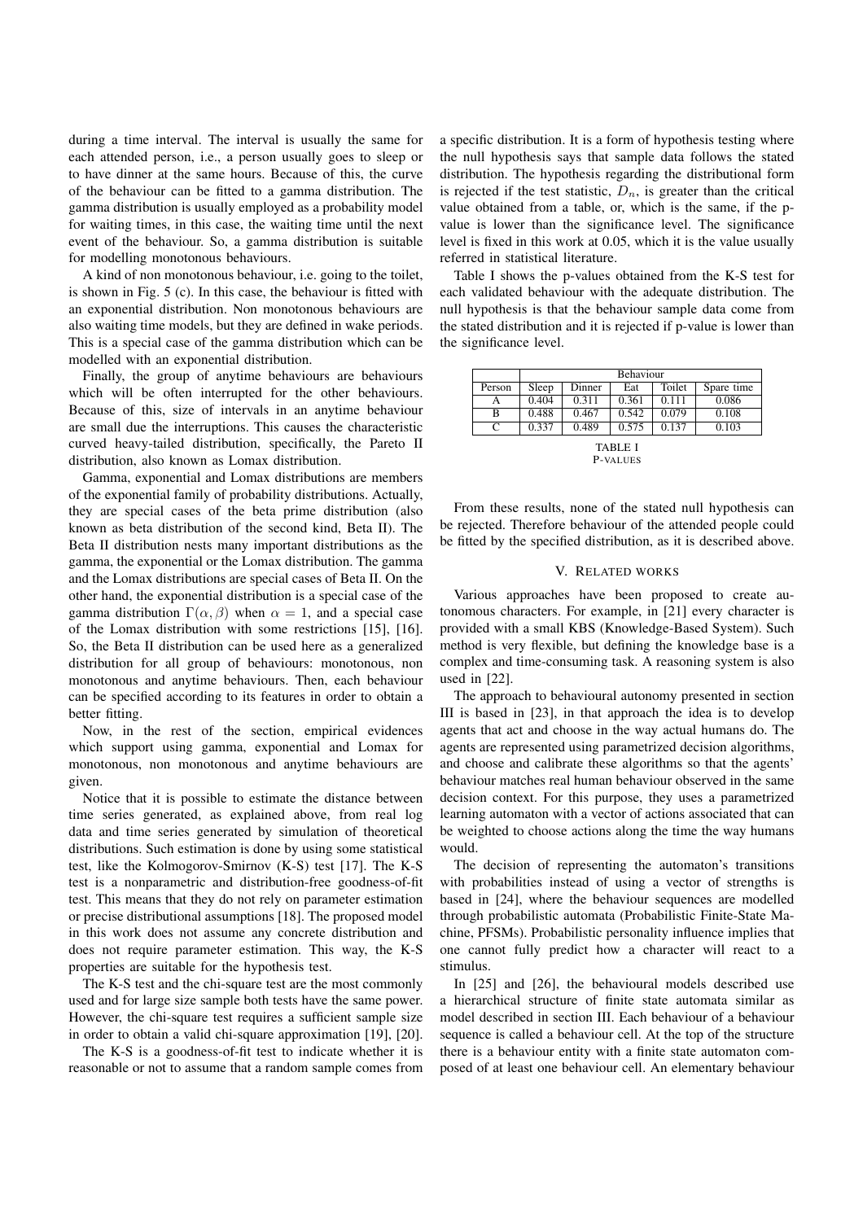during a time interval. The interval is usually the same for each attended person, i.e., a person usually goes to sleep or to have dinner at the same hours. Because of this, the curve of the behaviour can be fitted to a gamma distribution. The gamma distribution is usually employed as a probability model for waiting times, in this case, the waiting time until the next event of the behaviour. So, a gamma distribution is suitable for modelling monotonous behaviours.

A kind of non monotonous behaviour, i.e. going to the toilet, is shown in Fig. 5 (c). In this case, the behaviour is fitted with an exponential distribution. Non monotonous behaviours are also waiting time models, but they are defined in wake periods. This is a special case of the gamma distribution which can be modelled with an exponential distribution.

Finally, the group of anytime behaviours are behaviours which will be often interrupted for the other behaviours. Because of this, size of intervals in an anytime behaviour are small due the interruptions. This causes the characteristic curved heavy-tailed distribution, specifically, the Pareto II distribution, also known as Lomax distribution.

Gamma, exponential and Lomax distributions are members of the exponential family of probability distributions. Actually, they are special cases of the beta prime distribution (also known as beta distribution of the second kind, Beta II). The Beta II distribution nests many important distributions as the gamma, the exponential or the Lomax distribution. The gamma and the Lomax distributions are special cases of Beta II. On the other hand, the exponential distribution is a special case of the gamma distribution $\Gamma(\alpha, \beta)$ when $\alpha = 1$, and a special case of the Lomax distribution with some restrictions [15], [16]. So, the Beta II distribution can be used here as a generalized distribution for all group of behaviours: monotonous, non monotonous and anytime behaviours. Then, each behaviour can be specified according to its features in order to obtain a better fitting.

Now, in the rest of the section, empirical evidences which support using gamma, exponential and Lomax for monotonous, non monotonous and anytime behaviours are given.

Notice that it is possible to estimate the distance between time series generated, as explained above, from real log data and time series generated by simulation of theoretical distributions. Such estimation is done by using some statistical test, like the Kolmogorov-Smirnov (K-S) test [17]. The K-S test is a nonparametric and distribution-free goodness-of-fit test. This means that they do not rely on parameter estimation or precise distributional assumptions [18]. The proposed model in this work does not assume any concrete distribution and does not require parameter estimation. This way, the K-S properties are suitable for the hypothesis test.

The K-S test and the chi-square test are the most commonly used and for large size sample both tests have the same power. However, the chi-square test requires a sufficient sample size in order to obtain a valid chi-square approximation [19], [20].

The K-S is a goodness-of-fit test to indicate whether it is reasonable or not to assume that a random sample comes from a specific distribution. It is a form of hypothesis testing where the null hypothesis says that sample data follows the stated distribution. The hypothesis regarding the distributional form is rejected if the test statistic, $D_n$, is greater than the critical value obtained from a table, or, which is the same, if the p-value is lower than the significance level. The significance level is fixed in this work at 0.05, which it is the value usually referred in statistical literature.

Table I shows the p-values obtained from the K-S test for each validated behaviour with the adequate distribution. The null hypothesis is that the behaviour sample data come from the stated distribution and it is rejected if p-value is lower than the significance level.

| | Behaviour | | | | |
|---|---|---|---|---|---|
| Person | Sleep | Dinner | Eat | Toilet | Spare time |
| A | 0.404 | 0.311 | 0.361 | 0.111 | 0.086 |
| B | 0.488 | 0.467 | 0.542 | 0.079 | 0.108 |
| C | 0.337 | 0.489 | 0.575 | 0.137 | 0.103 |

TABLE I
P-VALUES

From these results, none of the stated null hypothesis can be rejected. Therefore behaviour of the attended people could be fitted by the specified distribution, as it is described above.

## V. Related works

Various approaches have been proposed to create autonomous characters. For example, in [21] every character is provided with a small KBS (Knowledge-Based System). Such method is very flexible, but defining the knowledge base is a complex and time-consuming task. A reasoning system is also used in [22].

The approach to behavioural autonomy presented in section III is based in [23], in that approach the idea is to develop agents that act and choose in the way actual humans do. The agents are represented using parametrized decision algorithms, and choose and calibrate these algorithms so that the agents' behaviour matches real human behaviour observed in the same decision context. For this purpose, they uses a parametrized learning automaton with a vector of actions associated that can be weighted to choose actions along the time the way humans would.

The decision of representing the automaton's transitions with probabilities instead of using a vector of strengths is based in [24], where the behaviour sequences are modelled through probabilistic automata (Probabilistic Finite-State Machine, PFSMs). Probabilistic personality influence implies that one cannot fully predict how a character will react to a stimulus.

In [25] and [26], the behavioural models described use a hierarchical structure of finite state automata similar as model described in section III. Each behaviour of a behaviour sequence is called a behaviour cell. At the top of the structure there is a behaviour entity with a finite state automaton composed of at least one behaviour cell. An elementary behaviour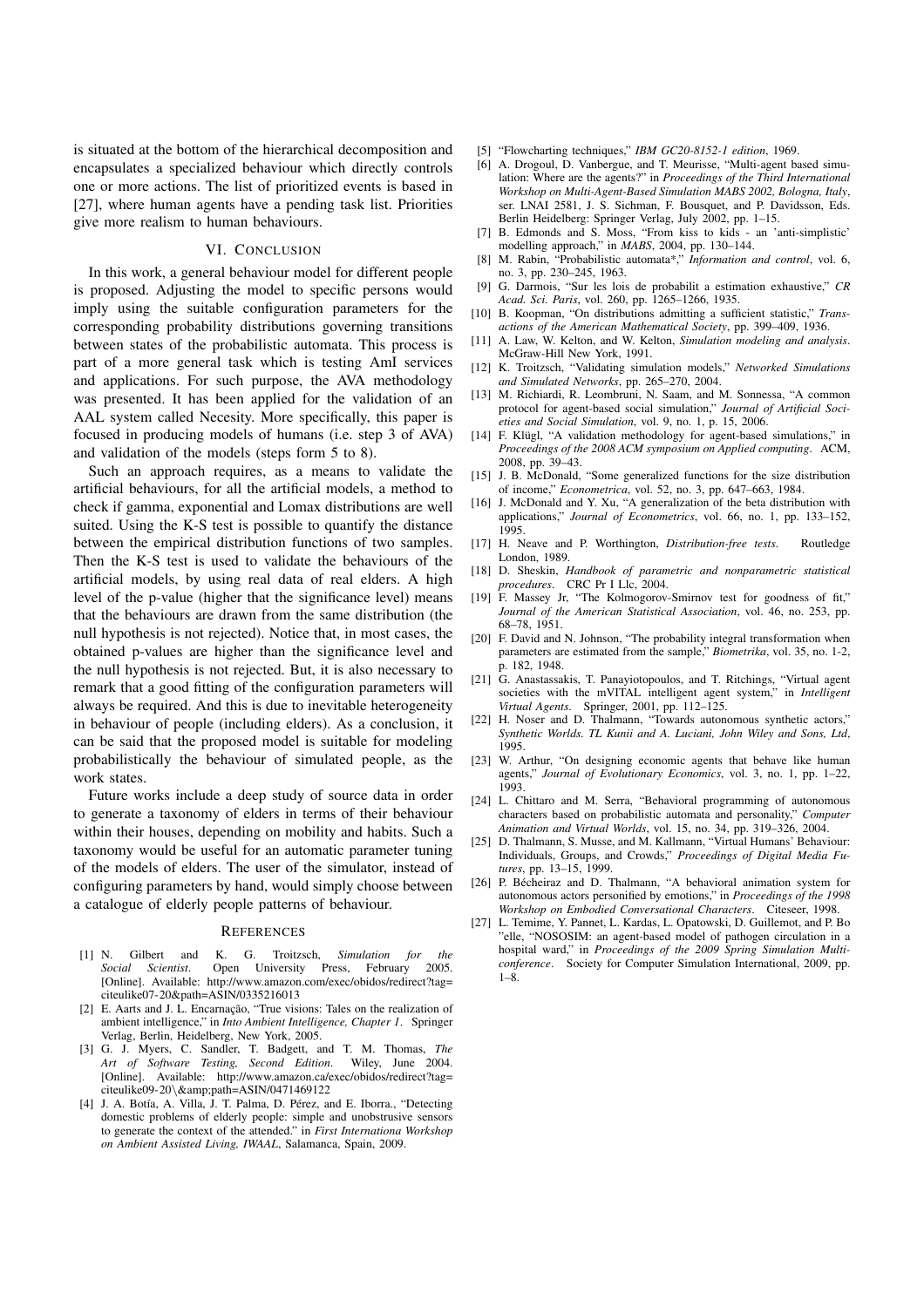is situated at the bottom of the hierarchical decomposition and encapsulates a specialized behaviour which directly controls one or more actions. The list of prioritized events is based in [27], where human agents have a pending task list. Priorities give more realism to human behaviours.

## VI. Conclusion

In this work, a general behaviour model for different people is proposed. Adjusting the model to specific persons would imply using the suitable configuration parameters for the corresponding probability distributions governing transitions between states of the probabilistic automata. This process is part of a more general task which is testing AmI services and applications. For such purpose, the AVA methodology was presented. It has been applied for the validation of an AAL system called Necesity. More specifically, this paper is focused in producing models of humans (i.e. step 3 of AVA) and validation of the models (steps form 5 to 8).

Such an approach requires, as a means to validate the artificial behaviours, for all the artificial models, a method to check if gamma, exponential and Lomax distributions are well suited. Using the K-S test is possible to quantify the distance between the empirical distribution functions of two samples. Then the K-S test is used to validate the behaviours of the artificial models, by using real data of real elders. A high level of the p-value (higher that the significance level) means that the behaviours are drawn from the same distribution (the null hypothesis is not rejected). Notice that, in most cases, the obtained p-values are higher than the significance level and the null hypothesis is not rejected. But, it is also necessary to remark that a good fitting of the configuration parameters will always be required. And this is due to inevitable heterogeneity in behaviour of people (including elders). As a conclusion, it can be said that the proposed model is suitable for modeling probabilistically the behaviour of simulated people, as the work states.

Future works include a deep study of source data in order to generate a taxonomy of elders in terms of their behaviour within their houses, depending on mobility and habits. Such a taxonomy would be useful for an automatic parameter tuning of the models of elders. The user of the simulator, instead of configuring parameters by hand, would simply choose between a catalogue of elderly people patterns of behaviour.

## References

[1] N. Gilbert and K. G. Troitzsch, *Simulation for the Social Scientist*. Open University Press, February 2005. [Online]. Available: http://www.amazon.com/exec/obidos/redirect?tag=citeulike07-20&path=ASIN/0335216013

[2] E. Aarts and J. L. Encarnação, "True visions: Tales on the realization of ambient intelligence," in *Into Ambient Intelligence, Chapter 1*. Springer Verlag, Berlin, Heidelberg, New York, 2005.

[3] G. J. Myers, C. Sandler, T. Badgett, and T. M. Thomas, *The Art of Software Testing, Second Edition*. Wiley, June 2004. [Online]. Available: http://www.amazon.ca/exec/obidos/redirect?tag=citeulike09-20\&amp;path=ASIN/0471469122

[4] J. A. Botía, A. Villa, J. T. Palma, D. Pérez, and E. Iborra., "Detecting domestic problems of elderly people: simple and unobstrusive sensors to generate the context of the attended." in *First Internationa Workshop on Ambient Assisted Living, IWAAL*, Salamanca, Spain, 2009.

[5] "Flowcharting techniques," *IBM GC20-8152-1 edition*, 1969.

[6] A. Drogoul, D. Vanbergue, and T. Meurisse, "Multi-agent based simulation: Where are the agents?" in *Proceedings of the Third International Workshop on Multi-Agent-Based Simulation MABS 2002, Bologna, Italy*, ser. LNAI 2581, J. S. Sichman, F. Bousquet, and P. Davidsson, Eds. Berlin Heidelberg: Springer Verlag, July 2002, pp. 1–15.

[7] B. Edmonds and S. Moss, "From kiss to kids - an 'anti-simplistic' modelling approach," in *MABS*, 2004, pp. 130–144.

[8] M. Rabin, "Probabilistic automata*," *Information and control*, vol. 6, no. 3, pp. 230–245, 1963.

[9] G. Darmois, "Sur les lois de probabilit a estimation exhaustive," *CR Acad. Sci. Paris*, vol. 260, pp. 1265–1266, 1935.

[10] B. Koopman, "On distributions admitting a sufficient statistic," *Transactions of the American Mathematical Society*, pp. 399–409, 1936.

[11] A. Law, W. Kelton, and W. Kelton, *Simulation modeling and analysis*. McGraw-Hill New York, 1991.

[12] K. Troitzsch, "Validating simulation models," *Networked Simulations and Simulated Networks*, pp. 265–270, 2004.

[13] M. Richiardi, R. Leombruni, N. Saam, and M. Sonnessa, "A common protocol for agent-based social simulation," *Journal of Artificial Societies and Social Simulation*, vol. 9, no. 1, p. 15, 2006.

[14] F. Klügl, "A validation methodology for agent-based simulations," in *Proceedings of the 2008 ACM symposium on Applied computing*. ACM, 2008, pp. 39–43.

[15] J. B. McDonald, "Some generalized functions for the size distribution of income," *Econometrica*, vol. 52, no. 3, pp. 647–663, 1984.

[16] J. McDonald and Y. Xu, "A generalization of the beta distribution with applications," *Journal of Econometrics*, vol. 66, no. 1, pp. 133–152, 1995.

[17] H. Neave and P. Worthington, *Distribution-free tests*. Routledge London, 1989.

[18] D. Sheskin, *Handbook of parametric and nonparametric statistical procedures*. CRC Pr I Llc, 2004.

[19] F. Massey Jr, "The Kolmogorov-Smirnov test for goodness of fit," *Journal of the American Statistical Association*, vol. 46, no. 253, pp. 68–78, 1951.

[20] F. David and N. Johnson, "The probability integral transformation when parameters are estimated from the sample," *Biometrika*, vol. 35, no. 1-2, p. 182, 1948.

[21] G. Anastassakis, T. Panayiotopoulos, and T. Ritchings, "Virtual agent societies with the mVITAL intelligent agent system," in *Intelligent Virtual Agents*. Springer, 2001, pp. 112–125.

[22] H. Noser and D. Thalmann, "Towards autonomous synthetic actors," *Synthetic Worlds. TL Kunii and A. Luciani, John Wiley and Sons, Ltd*, 1995.

[23] W. Arthur, "On designing economic agents that behave like human agents," *Journal of Evolutionary Economics*, vol. 3, no. 1, pp. 1–22, 1993.

[24] L. Chittaro and M. Serra, "Behavioral programming of autonomous characters based on probabilistic automata and personality," *Computer Animation and Virtual Worlds*, vol. 15, no. 34, pp. 319–326, 2004.

[25] D. Thalmann, S. Musse, and M. Kallmann, "Virtual Humans' Behaviour: Individuals, Groups, and Crowds," *Proceedings of Digital Media Futures*, pp. 13–15, 1999.

[26] P. Bécheiraz and D. Thalmann, "A behavioral animation system for autonomous actors personified by emotions," in *Proceedings of the 1998 Workshop on Embodied Conversational Characters*. Citeseer, 1998.

[27] L. Temime, Y. Pannet, L. Kardas, L. Opatowski, D. Guillemot, and P. Bo "elle, "NOSOSIM: an agent-based model of pathogen circulation in a hospital ward," in *Proceedings of the 2009 Spring Simulation Multiconference*. Society for Computer Simulation International, 2009, pp. 1–8.